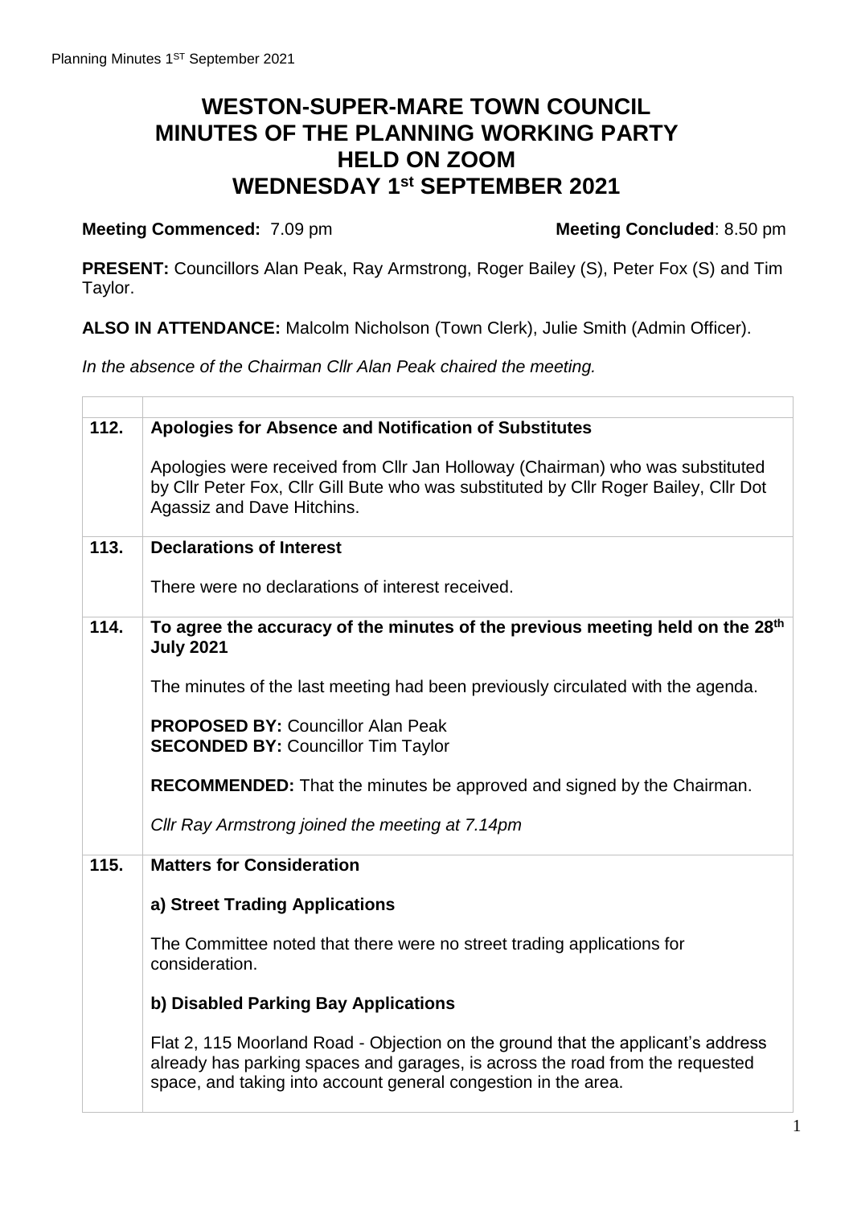# WESTON-SUPER-MARE TOWN COUNCIL
# MINUTES OF THE PLANNING WORKING PARTY
# HELD ON ZOOM
# WEDNESDAY 1st SEPTEMBER 2021

**Meeting Commenced:** 7.09 pm **Meeting Concluded**: 8.50 pm

**PRESENT:** Councillors Alan Peak, Ray Armstrong, Roger Bailey (S), Peter Fox (S) and Tim Taylor.

**ALSO IN ATTENDANCE:** Malcolm Nicholson (Town Clerk), Julie Smith (Admin Officer).

*In the absence of the Chairman Cllr Alan Peak chaired the meeting.*

| | |
|---|---|
| **112.** | **Apologies for Absence and Notification of Substitutes**<br><br>Apologies were received from Cllr Jan Holloway (Chairman) who was substituted by Cllr Peter Fox, Cllr Gill Bute who was substituted by Cllr Roger Bailey, Cllr Dot Agassiz and Dave Hitchins. |
| **113.** | **Declarations of Interest**<br><br>There were no declarations of interest received. |
| **114.** | **To agree the accuracy of the minutes of the previous meeting held on the 28th July 2021**<br><br>The minutes of the last meeting had been previously circulated with the agenda.<br><br>**PROPOSED BY:** Councillor Alan Peak<br>**SECONDED BY:** Councillor Tim Taylor<br><br>**RECOMMENDED:** That the minutes be approved and signed by the Chairman.<br><br>*Cllr Ray Armstrong joined the meeting at 7.14pm* |
| **115.** | **Matters for Consideration**<br><br>**a) Street Trading Applications**<br><br>The Committee noted that there were no street trading applications for consideration.<br><br>**b) Disabled Parking Bay Applications**<br><br>Flat 2, 115 Moorland Road - Objection on the ground that the applicant's address already has parking spaces and garages, is across the road from the requested space, and taking into account general congestion in the area. |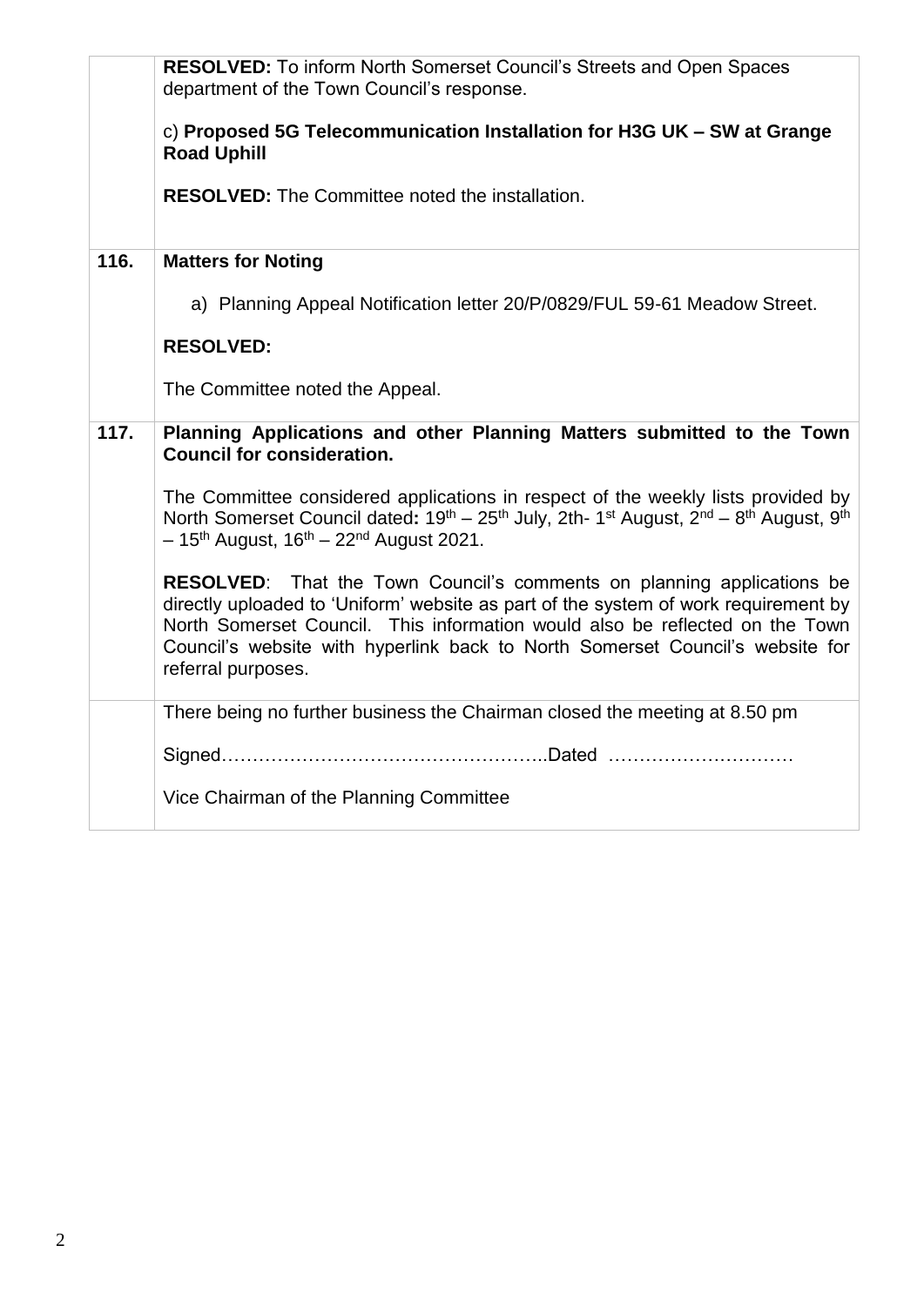| | |
|---|---|
| | **RESOLVED:** To inform North Somerset Council's Streets and Open Spaces department of the Town Council's response.<br><br>c) **Proposed 5G Telecommunication Installation for H3G UK – SW at Grange Road Uphill**<br><br>**RESOLVED:** The Committee noted the installation. |
| **116.** | **Matters for Noting**<br><br>a) Planning Appeal Notification letter 20/P/0829/FUL 59-61 Meadow Street.<br><br>**RESOLVED:**<br><br>The Committee noted the Appeal. |
| **117.** | **Planning Applications and other Planning Matters submitted to the Town Council for consideration.**<br><br>The Committee considered applications in respect of the weekly lists provided by North Somerset Council dated**:** 19th – 25th July, 2th- 1st August, 2nd – 8th August, 9th – 15th August, 16th – 22nd August 2021.<br><br>**RESOLVED**: That the Town Council's comments on planning applications be directly uploaded to 'Uniform' website as part of the system of work requirement by North Somerset Council. This information would also be reflected on the Town Council's website with hyperlink back to North Somerset Council's website for referral purposes. |
| | There being no further business the Chairman closed the meeting at 8.50 pm<br><br>Signed……………………………………………..Dated …………………………<br><br>Vice Chairman of the Planning Committee |